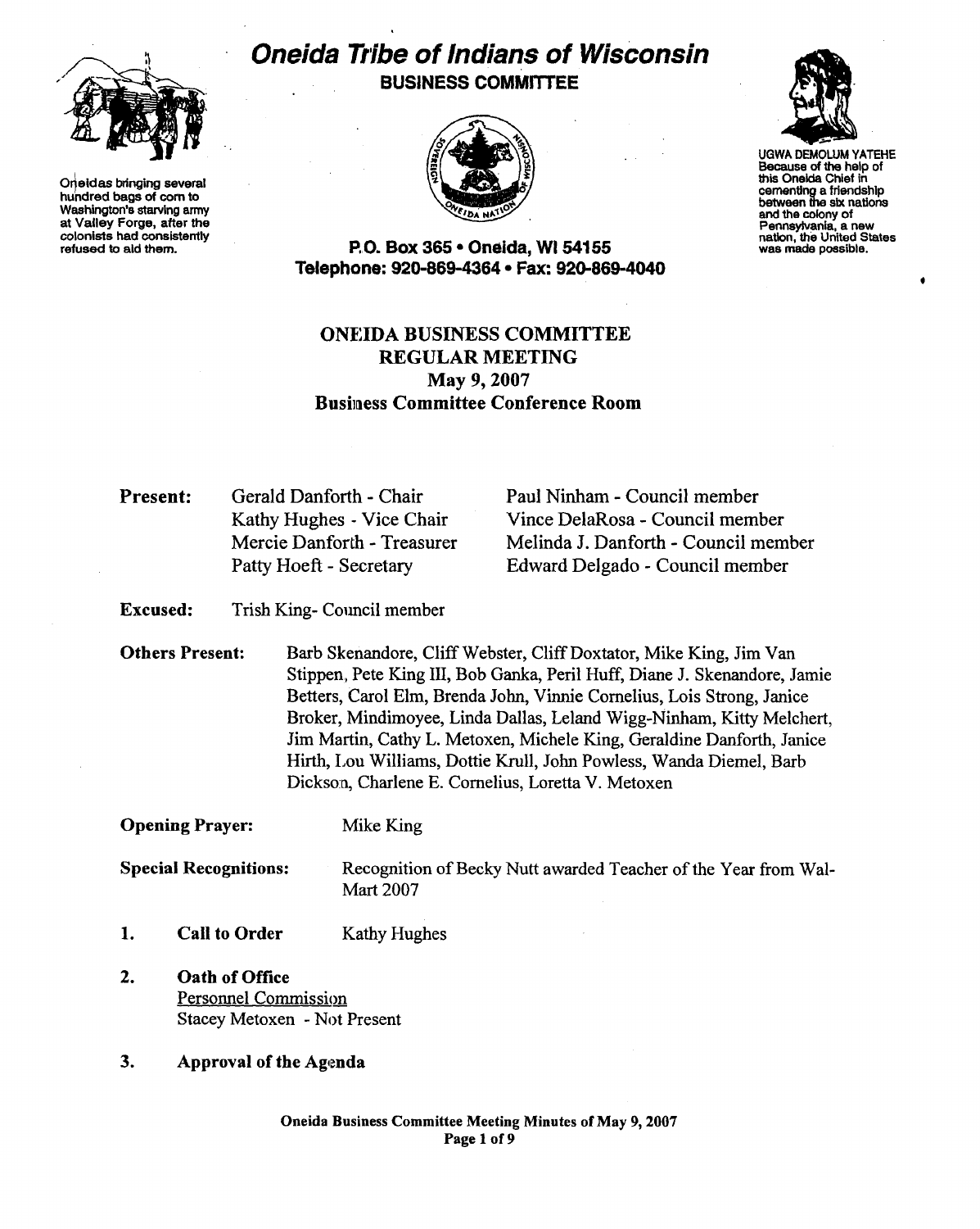# Oneida Tribe of Indians of Wisconsin

## BUSINESS COMMITTEE

Oneidas bringing several hundred bags of corn to Washington's starving army at Valley Forge, after the colonists had consistently refused to aid them.

UGWA DEMOLUM YATEHE
Because of the help of this Oneida Chief in cementing a friendship between the six nations and the colony of Pennsylvania, a new nation, the United States was made possible.

**P.O. Box 365 • Oneida, WI 54155**
**Telephone: 920-869-4364 • Fax: 920-869-4040**

## ONEIDA BUSINESS COMMITTEE
## REGULAR MEETING
## May 9, 2007
## Business Committee Conference Room

**Present:**

Gerald Danforth - Chair
Kathy Hughes - Vice Chair
Mercie Danforth - Treasurer
Patty Hoeft - Secretary
Paul Ninham - Council member
Vince DelaRosa - Council member
Melinda J. Danforth - Council member
Edward Delgado - Council member

**Excused:** Trish King- Council member

**Others Present:** Barb Skenandore, Cliff Webster, Cliff Doxtator, Mike King, Jim Van Stippen, Pete King III, Bob Ganka, Peril Huff, Diane J. Skenandore, Jamie Betters, Carol Elm, Brenda John, Vinnie Cornelius, Lois Strong, Janice Broker, Mindimoyee, Linda Dallas, Leland Wigg-Ninham, Kitty Melchert, Jim Martin, Cathy L. Metoxen, Michele King, Geraldine Danforth, Janice Hirth, Lou Williams, Dottie Krull, John Powless, Wanda Diemel, Barb Dickson, Charlene E. Cornelius, Loretta V. Metoxen

**Opening Prayer:** Mike King

**Special Recognitions:** Recognition of Becky Nutt awarded Teacher of the Year from Wal-Mart 2007

1. **Call to Order** Kathy Hughes

2. **Oath of Office**
   Personnel Commission
   Stacey Metoxen - Not Present

3. **Approval of the Agenda**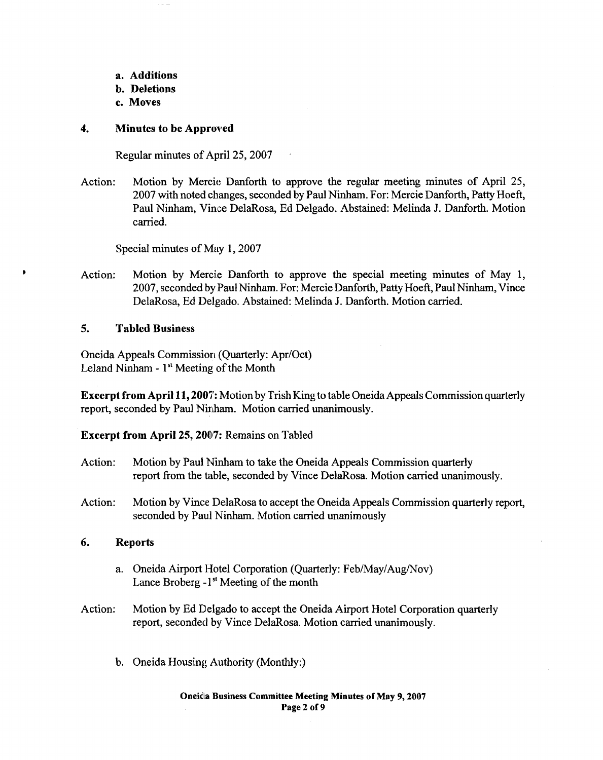- **a. Additions**
- **b. Deletions**
- **c. Moves**

## 4. Minutes to be Approved

Regular minutes of April 25, 2007

Action: Motion by Mercie Danforth to approve the regular meeting minutes of April 25, 2007 with noted changes, seconded by Paul Ninham. For: Mercie Danforth, Patty Hoeft, Paul Ninham, Vince DelaRosa, Ed Delgado. Abstained: Melinda J. Danforth. Motion carried.

Special minutes of May 1, 2007

Action: Motion by Mercie Danforth to approve the special meeting minutes of May 1, 2007, seconded by Paul Ninham. For: Mercie Danforth, Patty Hoeft, Paul Ninham, Vince DelaRosa, Ed Delgado. Abstained: Melinda J. Danforth. Motion carried.

## 5. Tabled Business

Oneida Appeals Commission (Quarterly: Apr/Oct)
Leland Ninham - 1st Meeting of the Month

**Excerpt from April 11, 2007:** Motion by Trish King to table Oneida Appeals Commission quarterly report, seconded by Paul Ninham. Motion carried unanimously.

**Excerpt from April 25, 2007:** Remains on Tabled

Action: Motion by Paul Ninham to take the Oneida Appeals Commission quarterly report from the table, seconded by Vince DelaRosa. Motion carried unanimously.

Action: Motion by Vince DelaRosa to accept the Oneida Appeals Commission quarterly report, seconded by Paul Ninham. Motion carried unanimously

## 6. Reports

a. Oneida Airport Hotel Corporation (Quarterly: Feb/May/Aug/Nov)
Lance Broberg -1st Meeting of the month

Action: Motion by Ed Delgado to accept the Oneida Airport Hotel Corporation quarterly report, seconded by Vince DelaRosa. Motion carried unanimously.

b. Oneida Housing Authority (Monthly:)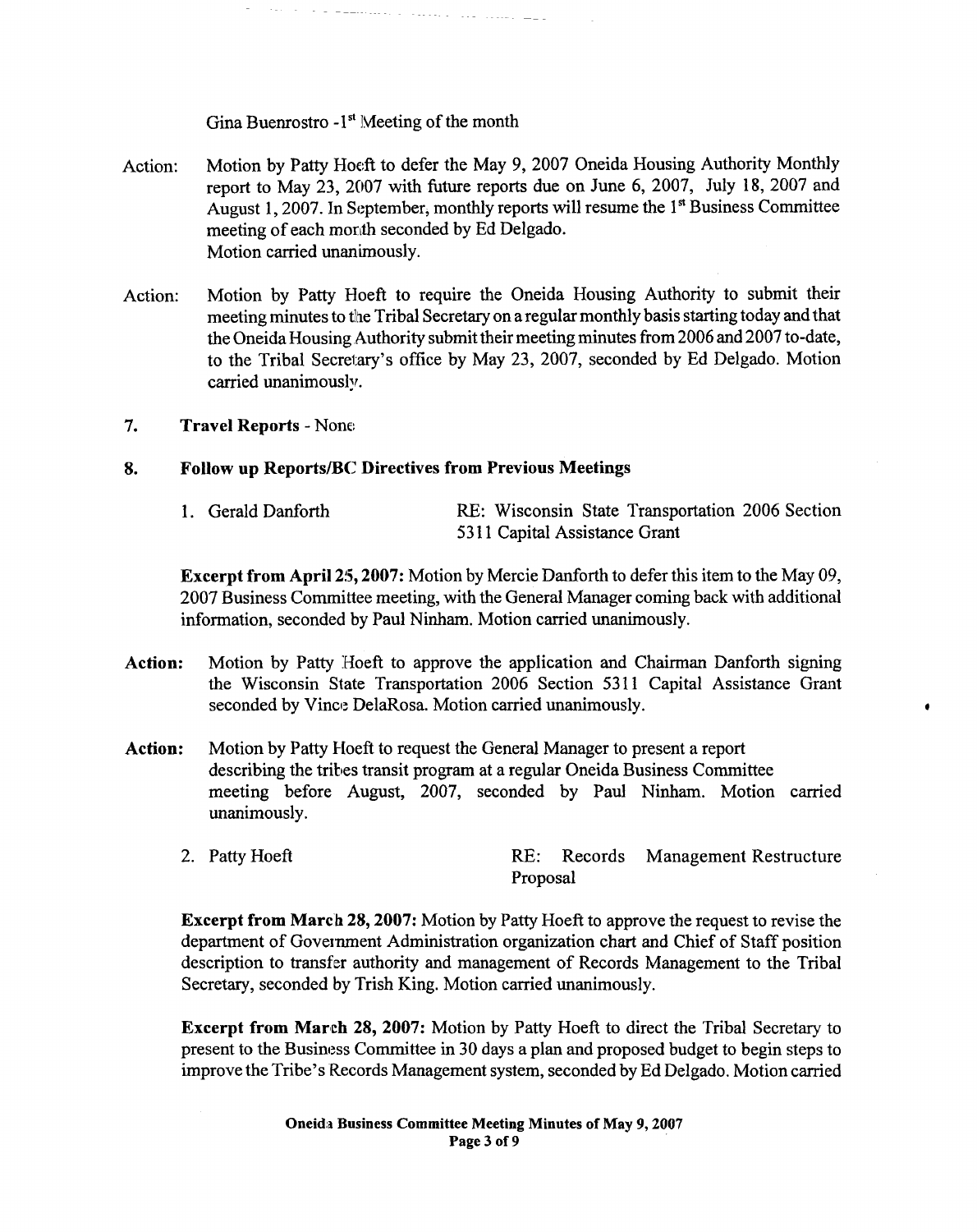Gina Buenrostro - 1st Meeting of the month

Action: Motion by Patty Hoeft to defer the May 9, 2007 Oneida Housing Authority Monthly report to May 23, 2007 with future reports due on June 6, 2007, July 18, 2007 and August 1, 2007. In September, monthly reports will resume the 1st Business Committee meeting of each month seconded by Ed Delgado.
Motion carried unanimously.

Action: Motion by Patty Hoeft to require the Oneida Housing Authority to submit their meeting minutes to the Tribal Secretary on a regular monthly basis starting today and that the Oneida Housing Authority submit their meeting minutes from 2006 and 2007 to-date, to the Tribal Secretary's office by May 23, 2007, seconded by Ed Delgado. Motion carried unanimously.

**7. Travel Reports** - None

**8. Follow up Reports/BC Directives from Previous Meetings**

1. Gerald Danforth — RE: Wisconsin State Transportation 2006 Section 5311 Capital Assistance Grant

**Excerpt from April 25, 2007:** Motion by Mercie Danforth to defer this item to the May 09, 2007 Business Committee meeting, with the General Manager coming back with additional information, seconded by Paul Ninham. Motion carried unanimously.

**Action:** Motion by Patty Hoeft to approve the application and Chairman Danforth signing the Wisconsin State Transportation 2006 Section 5311 Capital Assistance Grant seconded by Vince DelaRosa. Motion carried unanimously.

**Action:** Motion by Patty Hoeft to request the General Manager to present a report describing the tribes transit program at a regular Oneida Business Committee meeting before August, 2007, seconded by Paul Ninham. Motion carried unanimously.

2. Patty Hoeft — RE: Records Management Restructure Proposal

**Excerpt from March 28, 2007:** Motion by Patty Hoeft to approve the request to revise the department of Government Administration organization chart and Chief of Staff position description to transfer authority and management of Records Management to the Tribal Secretary, seconded by Trish King. Motion carried unanimously.

**Excerpt from March 28, 2007:** Motion by Patty Hoeft to direct the Tribal Secretary to present to the Business Committee in 30 days a plan and proposed budget to begin steps to improve the Tribe's Records Management system, seconded by Ed Delgado. Motion carried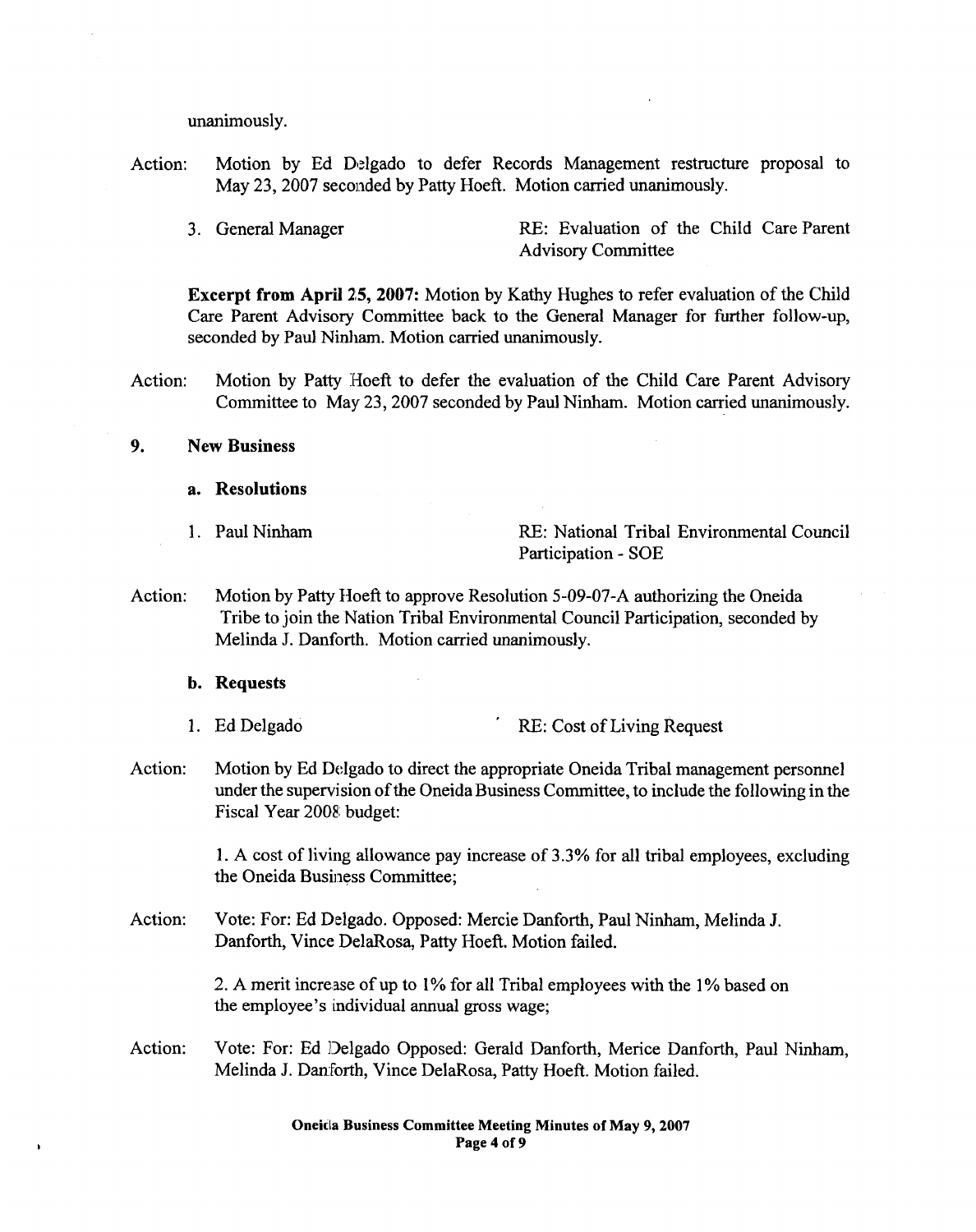unanimously.

Action: Motion by Ed Delgado to defer Records Management restructure proposal to May 23, 2007 seconded by Patty Hoeft. Motion carried unanimously.

3. General Manager — RE: Evaluation of the Child Care Parent Advisory Committee

**Excerpt from April 25, 2007:** Motion by Kathy Hughes to refer evaluation of the Child Care Parent Advisory Committee back to the General Manager for further follow-up, seconded by Paul Ninham. Motion carried unanimously.

Action: Motion by Patty Hoeft to defer the evaluation of the Child Care Parent Advisory Committee to May 23, 2007 seconded by Paul Ninham. Motion carried unanimously.

## 9. New Business

### a. Resolutions

1. Paul Ninham — RE: National Tribal Environmental Council Participation - SOE

Action: Motion by Patty Hoeft to approve Resolution 5-09-07-A authorizing the Oneida Tribe to join the Nation Tribal Environmental Council Participation, seconded by Melinda J. Danforth. Motion carried unanimously.

### b. Requests

1. Ed Delgado — RE: Cost of Living Request

Action: Motion by Ed Delgado to direct the appropriate Oneida Tribal management personnel under the supervision of the Oneida Business Committee, to include the following in the Fiscal Year 2008 budget:

1. A cost of living allowance pay increase of 3.3% for all tribal employees, excluding the Oneida Business Committee;

Action: Vote: For: Ed Delgado. Opposed: Mercie Danforth, Paul Ninham, Melinda J. Danforth, Vince DelaRosa, Patty Hoeft. Motion failed.

2. A merit increase of up to 1% for all Tribal employees with the 1% based on the employee's individual annual gross wage;

Action: Vote: For: Ed Delgado Opposed: Gerald Danforth, Merice Danforth, Paul Ninham, Melinda J. Danforth, Vince DelaRosa, Patty Hoeft. Motion failed.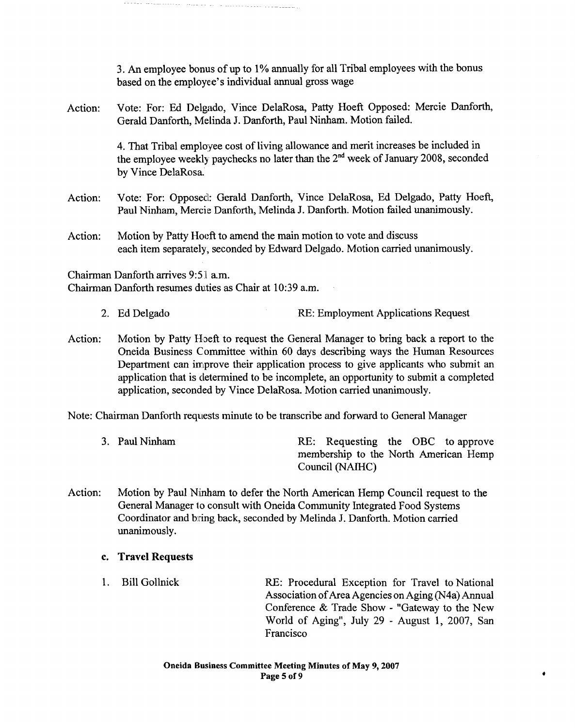3. An employee bonus of up to 1% annually for all Tribal employees with the bonus based on the employee's individual annual gross wage

Action: Vote: For: Ed Delgado, Vince DelaRosa, Patty Hoeft Opposed: Mercie Danforth, Gerald Danforth, Melinda J. Danforth, Paul Ninham. Motion failed.

4. That Tribal employee cost of living allowance and merit increases be included in the employee weekly paychecks no later than the 2nd week of January 2008, seconded by Vince DelaRosa.

Action: Vote: For: Opposed: Gerald Danforth, Vince DelaRosa, Ed Delgado, Patty Hoeft, Paul Ninham, Mercie Danforth, Melinda J. Danforth. Motion failed unanimously.

Action: Motion by Patty Hoeft to amend the main motion to vote and discuss each item separately, seconded by Edward Delgado. Motion carried unanimously.

Chairman Danforth arrives 9:51 a.m.
Chairman Danforth resumes duties as Chair at 10:39 a.m.

2. Ed Delgado — RE: Employment Applications Request

Action: Motion by Patty Hoeft to request the General Manager to bring back a report to the Oneida Business Committee within 60 days describing ways the Human Resources Department can improve their application process to give applicants who submit an application that is determined to be incomplete, an opportunity to submit a completed application, seconded by Vince DelaRosa. Motion carried unanimously.

Note: Chairman Danforth requests minute to be transcribe and forward to General Manager

3. Paul Ninham — RE: Requesting the OBC to approve membership to the North American Hemp Council (NAIHC)

Action: Motion by Paul Ninham to defer the North American Hemp Council request to the General Manager to consult with Oneida Community Integrated Food Systems Coordinator and bring back, seconded by Melinda J. Danforth. Motion carried unanimously.

**c. Travel Requests**

1. Bill Gollnick — RE: Procedural Exception for Travel to National Association of Area Agencies on Aging (N4a) Annual Conference & Trade Show - "Gateway to the New World of Aging", July 29 - August 1, 2007, San Francisco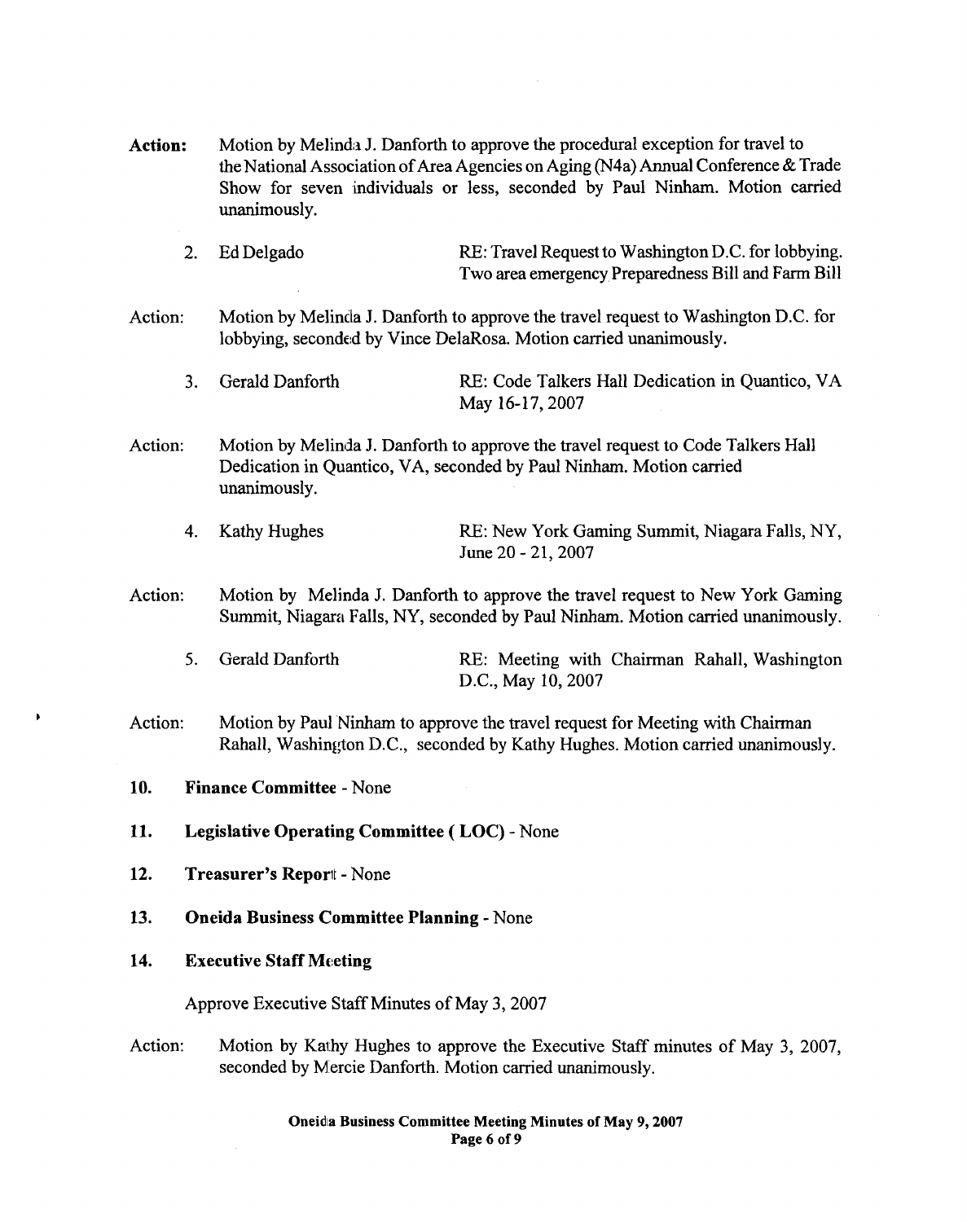**Action:** Motion by Melinda J. Danforth to approve the procedural exception for travel to the National Association of Area Agencies on Aging (N4a) Annual Conference & Trade Show for seven individuals or less, seconded by Paul Ninham. Motion carried unanimously.

2. Ed Delgado — RE: Travel Request to Washington D.C. for lobbying. Two area emergency Preparedness Bill and Farm Bill

Action: Motion by Melinda J. Danforth to approve the travel request to Washington D.C. for lobbying, seconded by Vince DelaRosa. Motion carried unanimously.

3. Gerald Danforth — RE: Code Talkers Hall Dedication in Quantico, VA May 16-17, 2007

Action: Motion by Melinda J. Danforth to approve the travel request to Code Talkers Hall Dedication in Quantico, VA, seconded by Paul Ninham. Motion carried unanimously.

4. Kathy Hughes — RE: New York Gaming Summit, Niagara Falls, NY, June 20 - 21, 2007

Action: Motion by Melinda J. Danforth to approve the travel request to New York Gaming Summit, Niagara Falls, NY, seconded by Paul Ninham. Motion carried unanimously.

5. Gerald Danforth — RE: Meeting with Chairman Rahall, Washington D.C., May 10, 2007

Action: Motion by Paul Ninham to approve the travel request for Meeting with Chairman Rahall, Washington D.C., seconded by Kathy Hughes. Motion carried unanimously.

**10. Finance Committee** - None

**11. Legislative Operating Committee ( LOC)** - None

**12. Treasurer's Report** - None

**13. Oneida Business Committee Planning** - None

**14. Executive Staff Meeting**

Approve Executive Staff Minutes of May 3, 2007

Action: Motion by Kathy Hughes to approve the Executive Staff minutes of May 3, 2007, seconded by Mercie Danforth. Motion carried unanimously.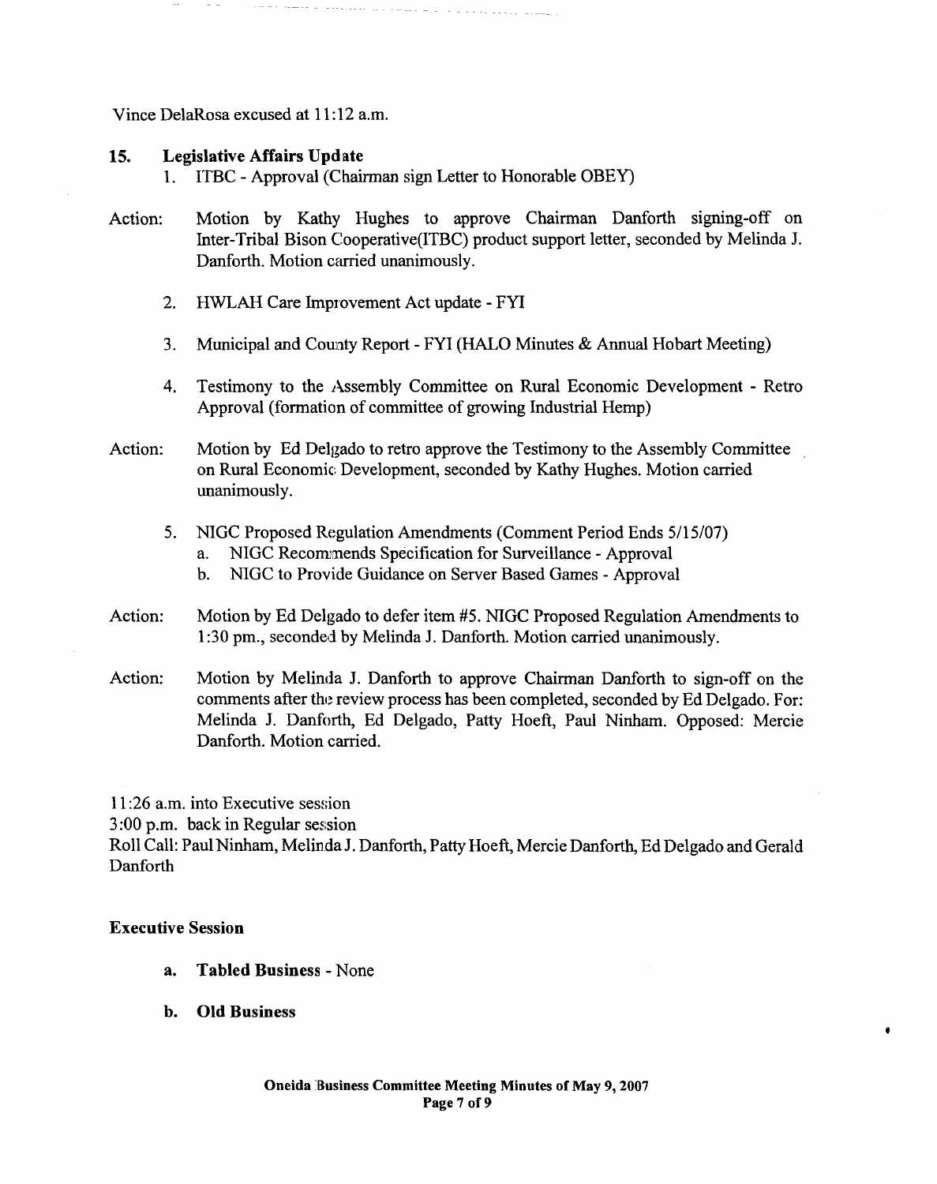Vince DelaRosa excused at 11:12 a.m.

## 15. Legislative Affairs Update

1. ITBC - Approval (Chairman sign Letter to Honorable OBEY)

Action: Motion by Kathy Hughes to approve Chairman Danforth signing-off on Inter-Tribal Bison Cooperative(ITBC) product support letter, seconded by Melinda J. Danforth. Motion carried unanimously.

2. HWLAH Care Improvement Act update - FYI

3. Municipal and County Report - FYI (HALO Minutes & Annual Hobart Meeting)

4. Testimony to the Assembly Committee on Rural Economic Development - Retro Approval (formation of committee of growing Industrial Hemp)

Action: Motion by Ed Delgado to retro approve the Testimony to the Assembly Committee on Rural Economic Development, seconded by Kathy Hughes. Motion carried unanimously.

5. NIGC Proposed Regulation Amendments (Comment Period Ends 5/15/07)
   a. NIGC Recommends Specification for Surveillance - Approval
   b. NIGC to Provide Guidance on Server Based Games - Approval

Action: Motion by Ed Delgado to defer item #5. NIGC Proposed Regulation Amendments to 1:30 pm., seconded by Melinda J. Danforth. Motion carried unanimously.

Action: Motion by Melinda J. Danforth to approve Chairman Danforth to sign-off on the comments after the review process has been completed, seconded by Ed Delgado. For: Melinda J. Danforth, Ed Delgado, Patty Hoeft, Paul Ninham. Opposed: Mercie Danforth. Motion carried.

11:26 a.m. into Executive session
3:00 p.m. back in Regular session
Roll Call: Paul Ninham, Melinda J. Danforth, Patty Hoeft, Mercie Danforth, Ed Delgado and Gerald Danforth

**Executive Session**

a. **Tabled Business** - None

b. **Old Business**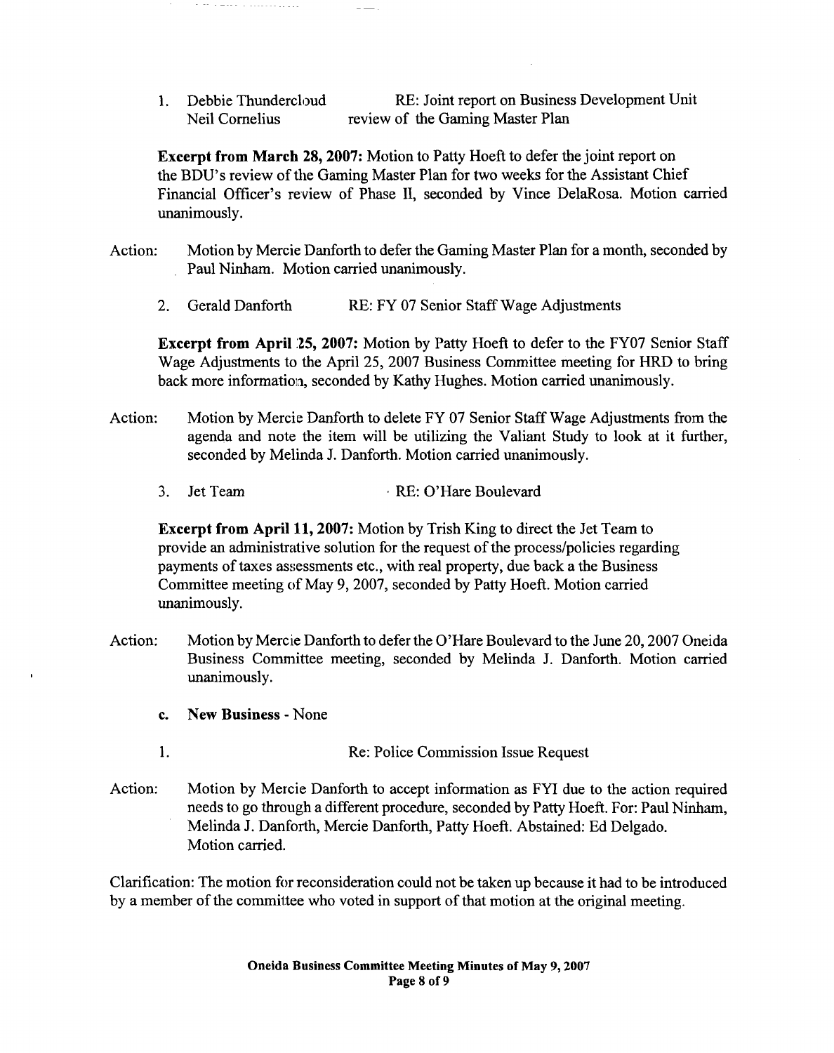1. Debbie Thundercloud     RE: Joint report on Business Development Unit
   Neil Cornelius     review of the Gaming Master Plan

**Excerpt from March 28, 2007:** Motion to Patty Hoeft to defer the joint report on the BDU's review of the Gaming Master Plan for two weeks for the Assistant Chief Financial Officer's review of Phase II, seconded by Vince DelaRosa. Motion carried unanimously.

Action: Motion by Mercie Danforth to defer the Gaming Master Plan for a month, seconded by Paul Ninham. Motion carried unanimously.

2. Gerald Danforth     RE: FY 07 Senior Staff Wage Adjustments

**Excerpt from April 25, 2007:** Motion by Patty Hoeft to defer to the FY07 Senior Staff Wage Adjustments to the April 25, 2007 Business Committee meeting for HRD to bring back more information, seconded by Kathy Hughes. Motion carried unanimously.

Action: Motion by Mercie Danforth to delete FY 07 Senior Staff Wage Adjustments from the agenda and note the item will be utilizing the Valiant Study to look at it further, seconded by Melinda J. Danforth. Motion carried unanimously.

3. Jet Team     RE: O'Hare Boulevard

**Excerpt from April 11, 2007:** Motion by Trish King to direct the Jet Team to provide an administrative solution for the request of the process/policies regarding payments of taxes assessments etc., with real property, due back a the Business Committee meeting of May 9, 2007, seconded by Patty Hoeft. Motion carried unanimously.

Action: Motion by Mercie Danforth to defer the O'Hare Boulevard to the June 20, 2007 Oneida Business Committee meeting, seconded by Melinda J. Danforth. Motion carried unanimously.

**c. New Business** - None

1.     Re: Police Commission Issue Request

Action: Motion by Mercie Danforth to accept information as FYI due to the action required needs to go through a different procedure, seconded by Patty Hoeft. For: Paul Ninham, Melinda J. Danforth, Mercie Danforth, Patty Hoeft. Abstained: Ed Delgado. Motion carried.

Clarification: The motion for reconsideration could not be taken up because it had to be introduced by a member of the committee who voted in support of that motion at the original meeting.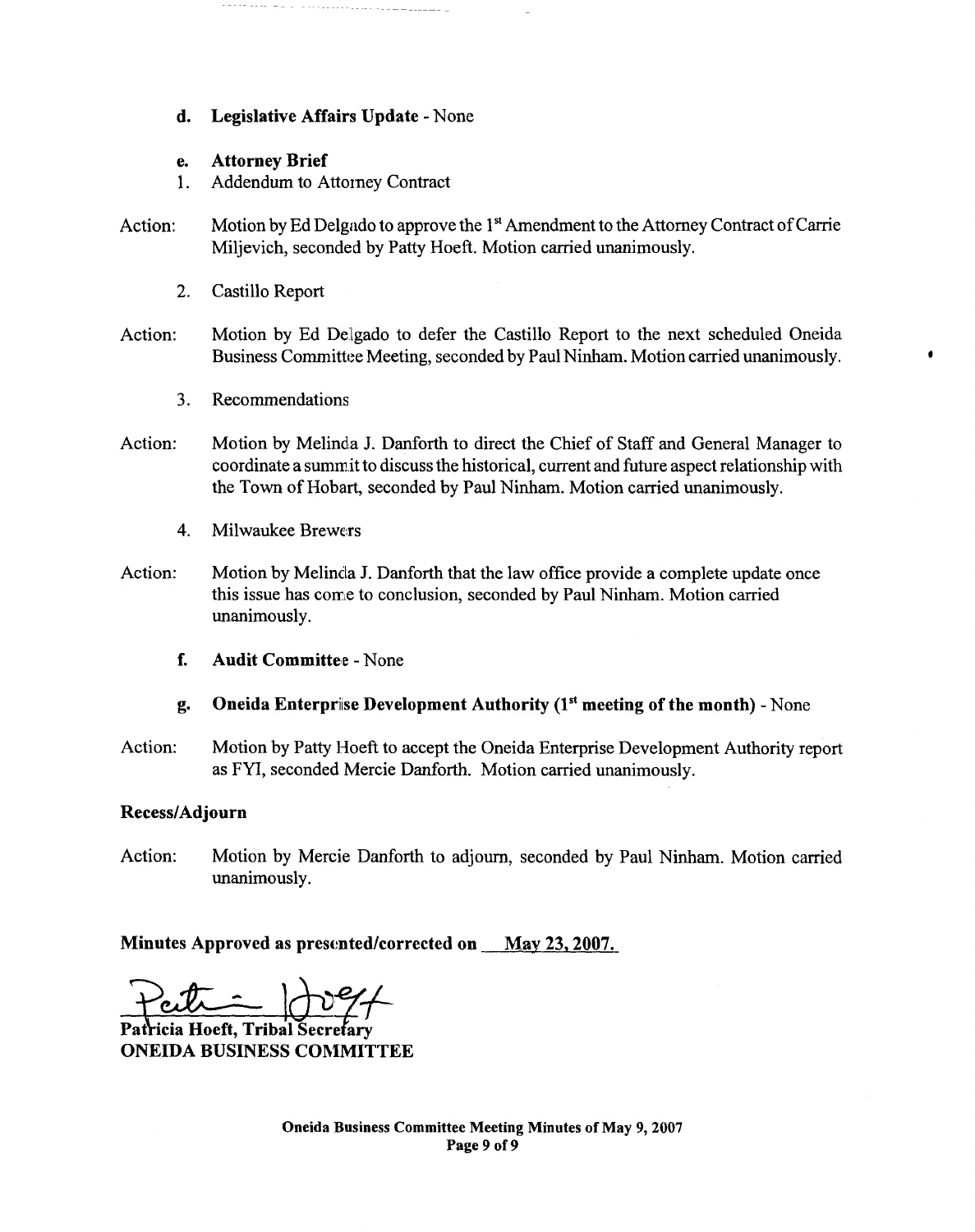**d. Legislative Affairs Update** - None

**e. Attorney Brief**

1. Addendum to Attorney Contract

Action: Motion by Ed Delgado to approve the 1st Amendment to the Attorney Contract of Carrie Miljevich, seconded by Patty Hoeft. Motion carried unanimously.

2. Castillo Report

Action: Motion by Ed Delgado to defer the Castillo Report to the next scheduled Oneida Business Committee Meeting, seconded by Paul Ninham. Motion carried unanimously.

3. Recommendations

Action: Motion by Melinda J. Danforth to direct the Chief of Staff and General Manager to coordinate a summit to discuss the historical, current and future aspect relationship with the Town of Hobart, seconded by Paul Ninham. Motion carried unanimously.

4. Milwaukee Brewers

Action: Motion by Melinda J. Danforth that the law office provide a complete update once this issue has come to conclusion, seconded by Paul Ninham. Motion carried unanimously.

**f. Audit Committee** - None

**g. Oneida Enterprise Development Authority (1st meeting of the month)** - None

Action: Motion by Patty Hoeft to accept the Oneida Enterprise Development Authority report as FYI, seconded Mercie Danforth. Motion carried unanimously.

**Recess/Adjourn**

Action: Motion by Mercie Danforth to adjourn, seconded by Paul Ninham. Motion carried unanimously.

**Minutes Approved as presented/corrected on May 23, 2007.**

**Patricia Hoeft, Tribal Secretary**
**ONEIDA BUSINESS COMMITTEE**